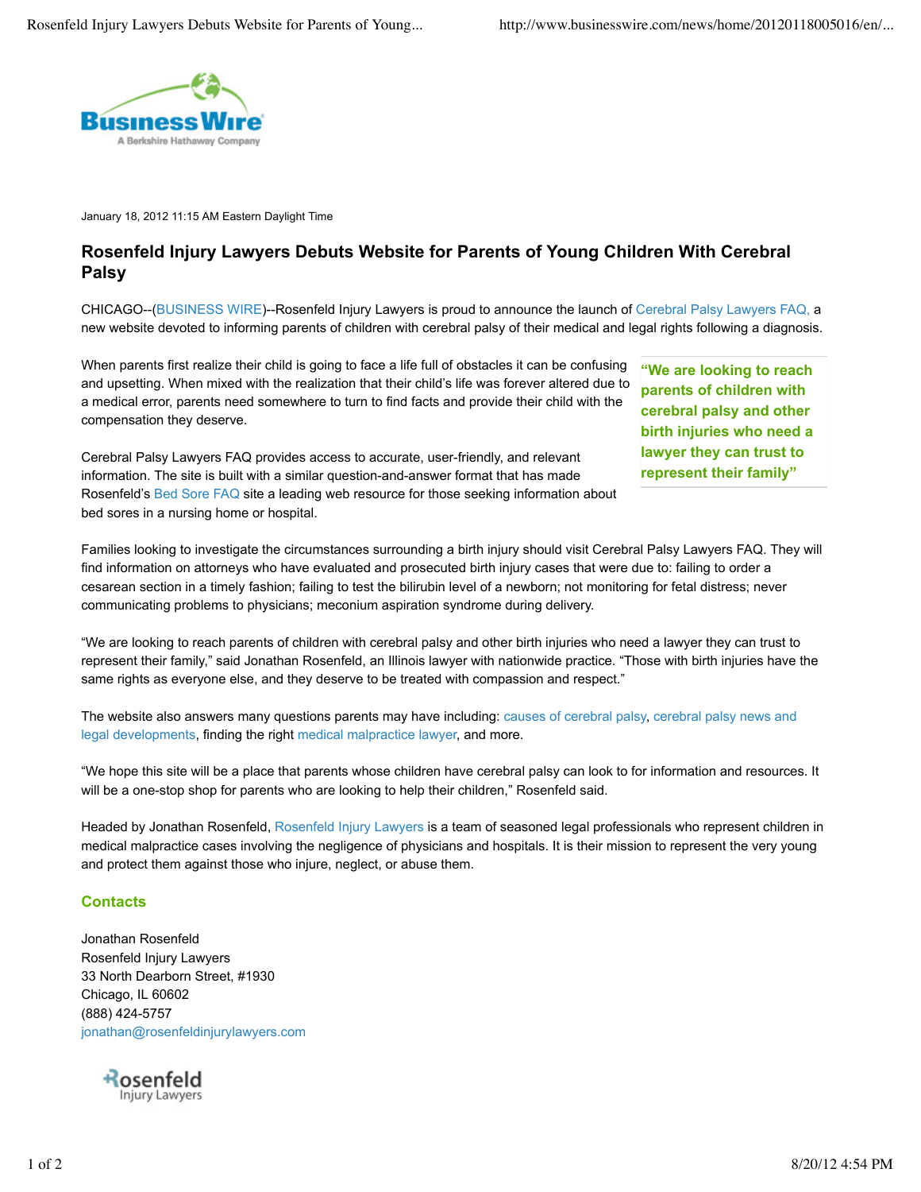January 18, 2012 11:15 AM Eastern Daylight Time

# Rosenfeld Injury Lawyers Debuts Website for Parents of Young Children With Cerebral Palsy

CHICAGO--(BUSINESS WIRE)--Rosenfeld Injury Lawyers is proud to announce the launch of Cerebral Palsy Lawyers FAQ, a new website devoted to informing parents of children with cerebral palsy of their medical and legal rights following a diagnosis.

When parents first realize their child is going to face a life full of obstacles it can be confusing and upsetting. When mixed with the realization that their child's life was forever altered due to a medical error, parents need somewhere to turn to find facts and provide their child with the compensation they deserve.

> **"We are looking to reach parents of children with cerebral palsy and other birth injuries who need a lawyer they can trust to represent their family"**

Cerebral Palsy Lawyers FAQ provides access to accurate, user-friendly, and relevant information. The site is built with a similar question-and-answer format that has made Rosenfeld's Bed Sore FAQ site a leading web resource for those seeking information about bed sores in a nursing home or hospital.

Families looking to investigate the circumstances surrounding a birth injury should visit Cerebral Palsy Lawyers FAQ. They will find information on attorneys who have evaluated and prosecuted birth injury cases that were due to: failing to order a cesarean section in a timely fashion; failing to test the bilirubin level of a newborn; not monitoring for fetal distress; never communicating problems to physicians; meconium aspiration syndrome during delivery.

"We are looking to reach parents of children with cerebral palsy and other birth injuries who need a lawyer they can trust to represent their family," said Jonathan Rosenfeld, an Illinois lawyer with nationwide practice. "Those with birth injuries have the same rights as everyone else, and they deserve to be treated with compassion and respect."

The website also answers many questions parents may have including: causes of cerebral palsy, cerebral palsy news and legal developments, finding the right medical malpractice lawyer, and more.

"We hope this site will be a place that parents whose children have cerebral palsy can look to for information and resources. It will be a one-stop shop for parents who are looking to help their children," Rosenfeld said.

Headed by Jonathan Rosenfeld, Rosenfeld Injury Lawyers is a team of seasoned legal professionals who represent children in medical malpractice cases involving the negligence of physicians and hospitals. It is their mission to represent the very young and protect them against those who injure, neglect, or abuse them.

## Contacts

Jonathan Rosenfeld
Rosenfeld Injury Lawyers
33 North Dearborn Street, #1930
Chicago, IL 60602
(888) 424-5757
jonathan@rosenfeldinjurylawyers.com